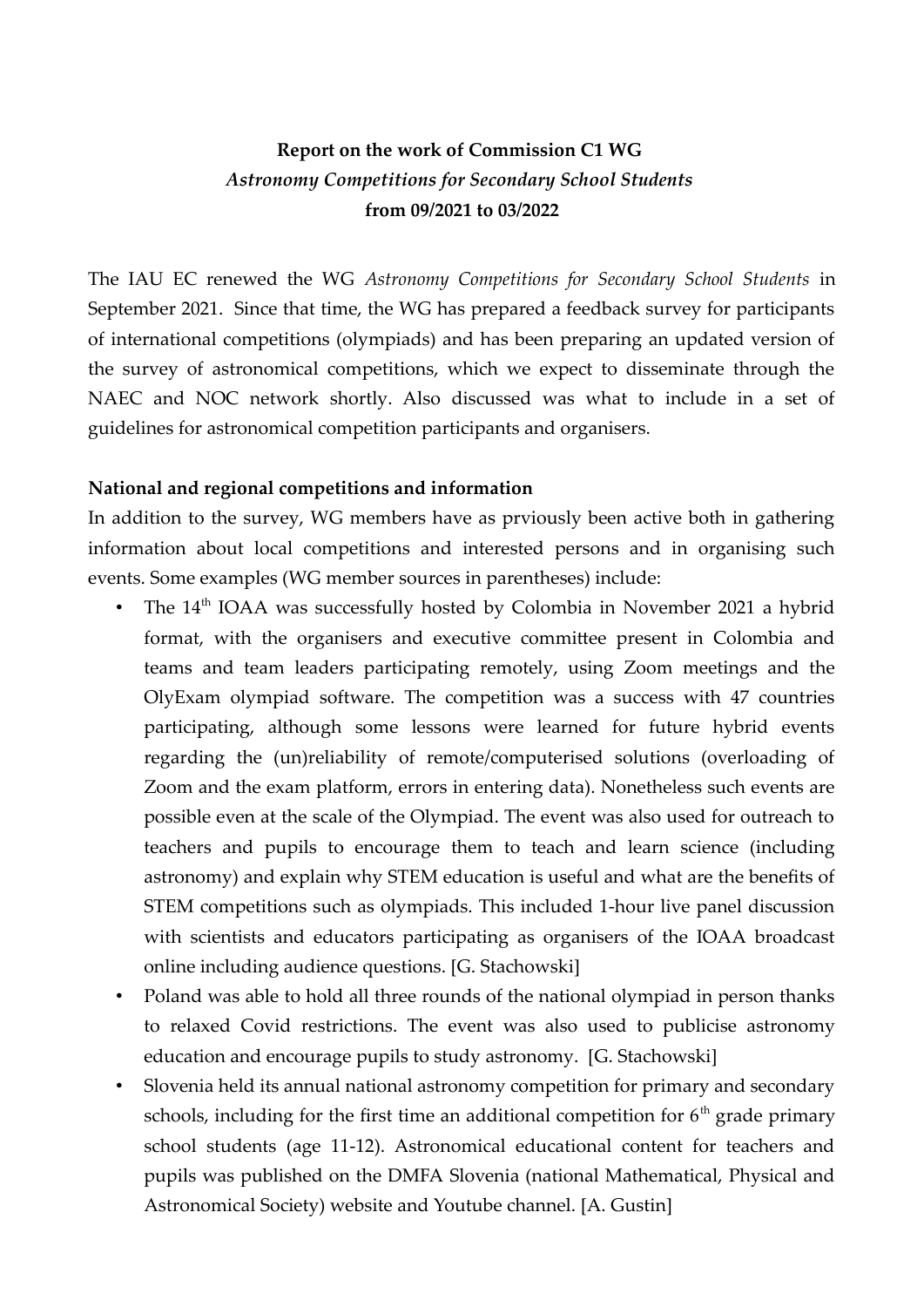**Report on the work of Commission C1 WG**
***Astronomy Competitions for Secondary School Students***
**from 09/2021 to 03/2022**

The IAU EC renewed the WG *Astronomy Competitions for Secondary School Students* in September 2021. Since that time, the WG has prepared a feedback survey for participants of international competitions (olympiads) and has been preparing an updated version of the survey of astronomical competitions, which we expect to disseminate through the NAEC and NOC network shortly. Also discussed was what to include in a set of guidelines for astronomical competition participants and organisers.

**National and regional competitions and information**

In addition to the survey, WG members have as prviously been active both in gathering information about local competitions and interested persons and in organising such events. Some examples (WG member sources in parentheses) include:

- The 14th IOAA was successfully hosted by Colombia in November 2021 a hybrid format, with the organisers and executive committee present in Colombia and teams and team leaders participating remotely, using Zoom meetings and the OlyExam olympiad software. The competition was a success with 47 countries participating, although some lessons were learned for future hybrid events regarding the (un)reliability of remote/computerised solutions (overloading of Zoom and the exam platform, errors in entering data). Nonetheless such events are possible even at the scale of the Olympiad. The event was also used for outreach to teachers and pupils to encourage them to teach and learn science (including astronomy) and explain why STEM education is useful and what are the benefits of STEM competitions such as olympiads. This included 1-hour live panel discussion with scientists and educators participating as organisers of the IOAA broadcast online including audience questions. [G. Stachowski]
- Poland was able to hold all three rounds of the national olympiad in person thanks to relaxed Covid restrictions. The event was also used to publicise astronomy education and encourage pupils to study astronomy. [G. Stachowski]
- Slovenia held its annual national astronomy competition for primary and secondary schools, including for the first time an additional competition for 6th grade primary school students (age 11-12). Astronomical educational content for teachers and pupils was published on the DMFA Slovenia (national Mathematical, Physical and Astronomical Society) website and Youtube channel. [A. Gustin]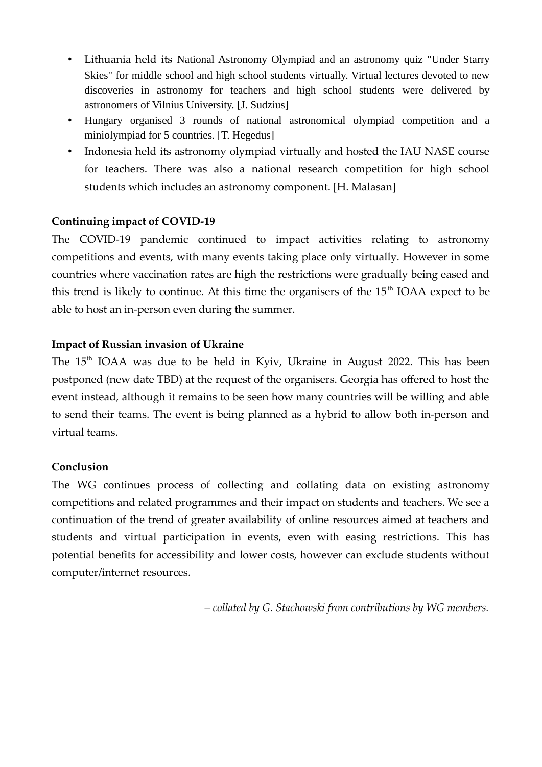- Lithuania held its National Astronomy Olympiad and an astronomy quiz "Under Starry Skies" for middle school and high school students virtually. Virtual lectures devoted to new discoveries in astronomy for teachers and high school students were delivered by astronomers of Vilnius University. [J. Sudzius]
- Hungary organised 3 rounds of national astronomical olympiad competition and a miniolympiad for 5 countries. [T. Hegedus]
- Indonesia held its astronomy olympiad virtually and hosted the IAU NASE course for teachers. There was also a national research competition for high school students which includes an astronomy component. [H. Malasan]

**Continuing impact of COVID-19**

The COVID-19 pandemic continued to impact activities relating to astronomy competitions and events, with many events taking place only virtually. However in some countries where vaccination rates are high the restrictions were gradually being eased and this trend is likely to continue. At this time the organisers of the 15th IOAA expect to be able to host an in-person even during the summer.

**Impact of Russian invasion of Ukraine**

The 15th IOAA was due to be held in Kyiv, Ukraine in August 2022. This has been postponed (new date TBD) at the request of the organisers. Georgia has offered to host the event instead, although it remains to be seen how many countries will be willing and able to send their teams. The event is being planned as a hybrid to allow both in-person and virtual teams.

**Conclusion**

The WG continues process of collecting and collating data on existing astronomy competitions and related programmes and their impact on students and teachers. We see a continuation of the trend of greater availability of online resources aimed at teachers and students and virtual participation in events, even with easing restrictions. This has potential benefits for accessibility and lower costs, however can exclude students without computer/internet resources.

*– collated by G. Stachowski from contributions by WG members.*